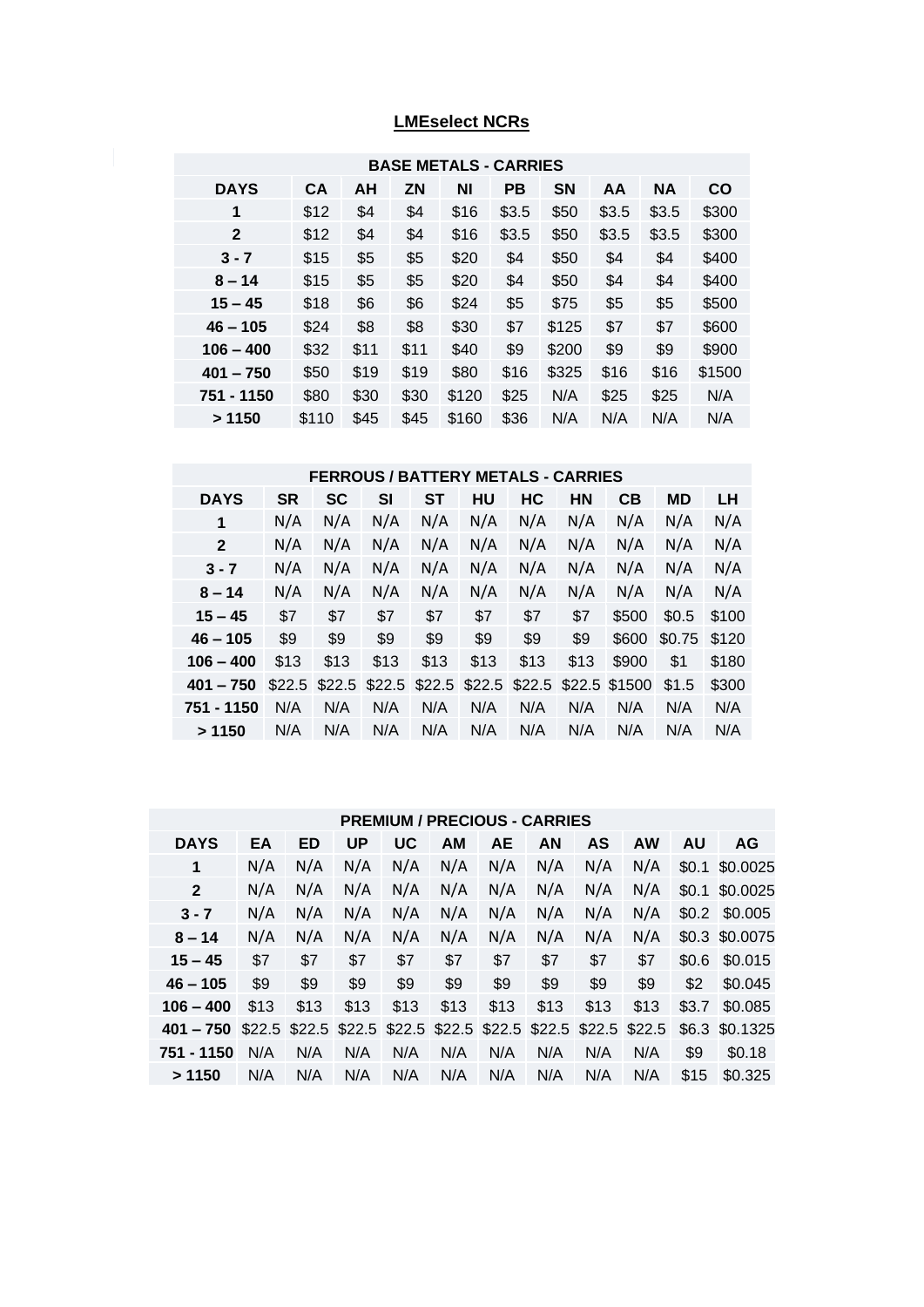# LMEselect NCRs

| BASE METALS - CARRIES | | | | | | | | | |
|---|---|---|---|---|---|---|---|---|---|
| **DAYS** | **CA** | **AH** | **ZN** | **NI** | **PB** | **SN** | **AA** | **NA** | **CO** |
| **1** | $12 | $4 | $4 | $16 | $3.5 | $50 | $3.5 | $3.5 | $300 |
| **2** | $12 | $4 | $4 | $16 | $3.5 | $50 | $3.5 | $3.5 | $300 |
| **3 - 7** | $15 | $5 | $5 | $20 | $4 | $50 | $4 | $4 | $400 |
| **8 – 14** | $15 | $5 | $5 | $20 | $4 | $50 | $4 | $4 | $400 |
| **15 – 45** | $18 | $6 | $6 | $24 | $5 | $75 | $5 | $5 | $500 |
| **46 – 105** | $24 | $8 | $8 | $30 | $7 | $125 | $7 | $7 | $600 |
| **106 – 400** | $32 | $11 | $11 | $40 | $9 | $200 | $9 | $9 | $900 |
| **401 – 750** | $50 | $19 | $19 | $80 | $16 | $325 | $16 | $16 | $1500 |
| **751 - 1150** | $80 | $30 | $30 | $120 | $25 | N/A | $25 | $25 | N/A |
| **> 1150** | $110 | $45 | $45 | $160 | $36 | N/A | N/A | N/A | N/A |

| FERROUS / BATTERY METALS - CARRIES | | | | | | | | | | |
|---|---|---|---|---|---|---|---|---|---|---|
| **DAYS** | **SR** | **SC** | **SI** | **ST** | **HU** | **HC** | **HN** | **CB** | **MD** | **LH** |
| **1** | N/A | N/A | N/A | N/A | N/A | N/A | N/A | N/A | N/A | N/A |
| **2** | N/A | N/A | N/A | N/A | N/A | N/A | N/A | N/A | N/A | N/A |
| **3 - 7** | N/A | N/A | N/A | N/A | N/A | N/A | N/A | N/A | N/A | N/A |
| **8 – 14** | N/A | N/A | N/A | N/A | N/A | N/A | N/A | N/A | N/A | N/A |
| **15 – 45** | $7 | $7 | $7 | $7 | $7 | $7 | $7 | $500 | $0.5 | $100 |
| **46 – 105** | $9 | $9 | $9 | $9 | $9 | $9 | $9 | $600 | $0.75 | $120 |
| **106 – 400** | $13 | $13 | $13 | $13 | $13 | $13 | $13 | $900 | $1 | $180 |
| **401 – 750** | $22.5 | $22.5 | $22.5 | $22.5 | $22.5 | $22.5 | $22.5 | $1500 | $1.5 | $300 |
| **751 - 1150** | N/A | N/A | N/A | N/A | N/A | N/A | N/A | N/A | N/A | N/A |
| **> 1150** | N/A | N/A | N/A | N/A | N/A | N/A | N/A | N/A | N/A | N/A |

| PREMIUM / PRECIOUS - CARRIES | | | | | | | | | | | |
|---|---|---|---|---|---|---|---|---|---|---|---|
| **DAYS** | **EA** | **ED** | **UP** | **UC** | **AM** | **AE** | **AN** | **AS** | **AW** | **AU** | **AG** |
| **1** | N/A | N/A | N/A | N/A | N/A | N/A | N/A | N/A | N/A | $0.1 | $0.0025 |
| **2** | N/A | N/A | N/A | N/A | N/A | N/A | N/A | N/A | N/A | $0.1 | $0.0025 |
| **3 - 7** | N/A | N/A | N/A | N/A | N/A | N/A | N/A | N/A | N/A | $0.2 | $0.005 |
| **8 – 14** | N/A | N/A | N/A | N/A | N/A | N/A | N/A | N/A | N/A | $0.3 | $0.0075 |
| **15 – 45** | $7 | $7 | $7 | $7 | $7 | $7 | $7 | $7 | $7 | $0.6 | $0.015 |
| **46 – 105** | $9 | $9 | $9 | $9 | $9 | $9 | $9 | $9 | $9 | $2 | $0.045 |
| **106 – 400** | $13 | $13 | $13 | $13 | $13 | $13 | $13 | $13 | $13 | $3.7 | $0.085 |
| **401 – 750** | $22.5 | $22.5 | $22.5 | $22.5 | $22.5 | $22.5 | $22.5 | $22.5 | $22.5 | $6.3 | $0.1325 |
| **751 - 1150** | N/A | N/A | N/A | N/A | N/A | N/A | N/A | N/A | N/A | $9 | $0.18 |
| **> 1150** | N/A | N/A | N/A | N/A | N/A | N/A | N/A | N/A | N/A | $15 | $0.325 |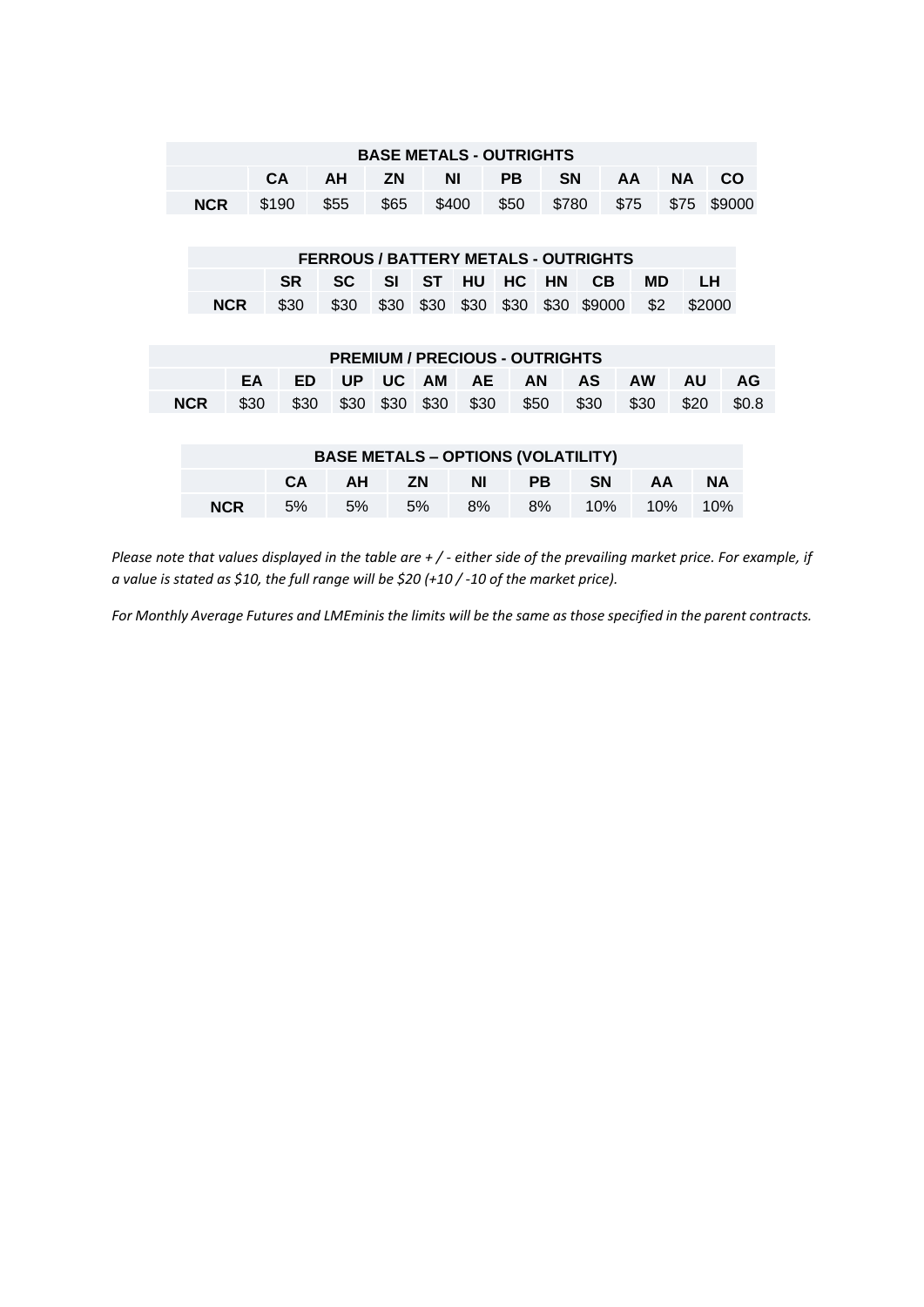| BASE METALS - OUTRIGHTS | | | | | | | | | |
|---|---|---|---|---|---|---|---|---|---|
| | CA | AH | ZN | NI | PB | SN | AA | NA | CO |
| NCR | $190 | $55 | $65 | $400 | $50 | $780 | $75 | $75 | $9000 |

| FERROUS / BATTERY METALS - OUTRIGHTS | | | | | | | | | | |
|---|---|---|---|---|---|---|---|---|---|---|
| | SR | SC | SI | ST | HU | HC | HN | CB | MD | LH |
| NCR | $30 | $30 | $30 | $30 | $30 | $30 | $30 | $9000 | $2 | $2000 |

| PREMIUM / PRECIOUS - OUTRIGHTS | | | | | | | | | | | |
|---|---|---|---|---|---|---|---|---|---|---|---|
| | EA | ED | UP | UC | AM | AE | AN | AS | AW | AU | AG |
| NCR | $30 | $30 | $30 | $30 | $30 | $30 | $50 | $30 | $30 | $20 | $0.8 |

| BASE METALS – OPTIONS (VOLATILITY) | | | | | | | | |
|---|---|---|---|---|---|---|---|---|
| | CA | AH | ZN | NI | PB | SN | AA | NA |
| NCR | 5% | 5% | 5% | 8% | 8% | 10% | 10% | 10% |

*Please note that values displayed in the table are + / - either side of the prevailing market price. For example, if a value is stated as $10, the full range will be $20 (+10 / -10 of the market price).*

*For Monthly Average Futures and LMEminis the limits will be the same as those specified in the parent contracts.*